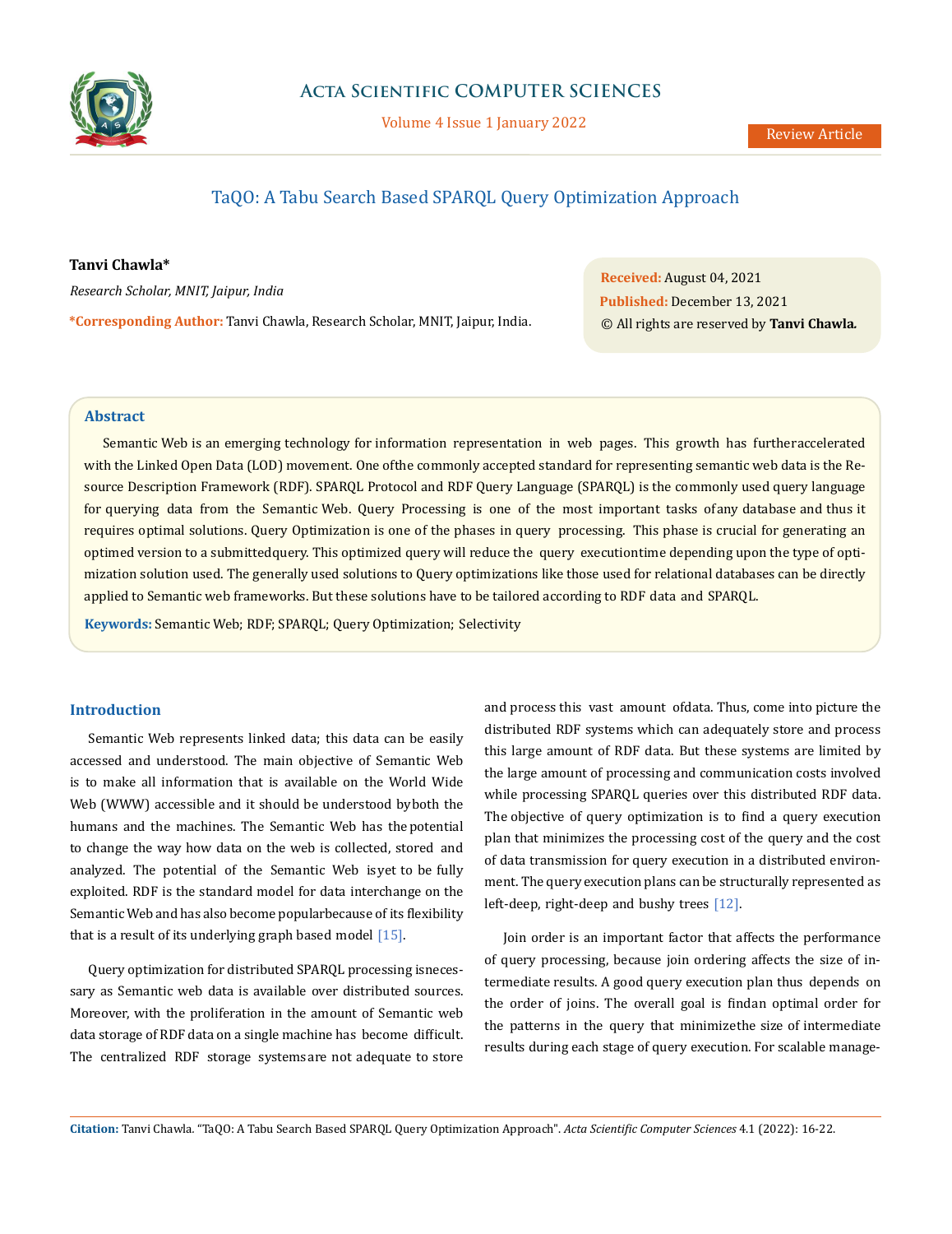# TaQO: A Tabu Search Based SPARQL Query Optimization Approach

**Tanvi Chawla***

*Research Scholar, MNIT, Jaipur, India*

***Corresponding Author:** Tanvi Chawla, Research Scholar, MNIT, Jaipur, India.

**Received:** August 04, 2021
**Published:** December 13, 2021
© All rights are reserved by **Tanvi Chawla.**

## Abstract

Semantic Web is an emerging technology for information representation in web pages. This growth has furtheraccelerated with the Linked Open Data (LOD) movement. One ofthe commonly accepted standard for representing semantic web data is the Resource Description Framework (RDF). SPARQL Protocol and RDF Query Language (SPARQL) is the commonly used query language for querying data from the Semantic Web. Query Processing is one of the most important tasks ofany database and thus it requires optimal solutions. Query Optimization is one of the phases in query processing. This phase is crucial for generating an optimed version to a submittedquery. This optimized query will reduce the query executiontime depending upon the type of optimization solution used. The generally used solutions to Query optimizations like those used for relational databases can be directly applied to Semantic web frameworks. But these solutions have to be tailored according to RDF data and SPARQL.

**Keywords:** Semantic Web; RDF; SPARQL; Query Optimization; Selectivity

## Introduction

Semantic Web represents linked data; this data can be easily accessed and understood. The main objective of Semantic Web is to make all information that is available on the World Wide Web (WWW) accessible and it should be understood byboth the humans and the machines. The Semantic Web has the potential to change the way how data on the web is collected, stored and analyzed. The potential of the Semantic Web isyet to be fully exploited. RDF is the standard model for data interchange on the Semantic Web and has also become popularbecause of its flexibility that is a result of its underlying graph based model [15].

Query optimization for distributed SPARQL processing isnecessary as Semantic web data is available over distributed sources. Moreover, with the proliferation in the amount of Semantic web data storage of RDF data on a single machine has become difficult. The centralized RDF storage systemsare not adequate to store and process this vast amount ofdata. Thus, come into picture the distributed RDF systems which can adequately store and process this large amount of RDF data. But these systems are limited by the large amount of processing and communication costs involved while processing SPARQL queries over this distributed RDF data. The objective of query optimization is to find a query execution plan that minimizes the processing cost of the query and the cost of data transmission for query execution in a distributed environment. The query execution plans can be structurally represented as left-deep, right-deep and bushy trees [12].

Join order is an important factor that affects the performance of query processing, because join ordering affects the size of intermediate results. A good query execution plan thus depends on the order of joins. The overall goal is findan optimal order for the patterns in the query that minimizethe size of intermediate results during each stage of query execution. For scalable manage-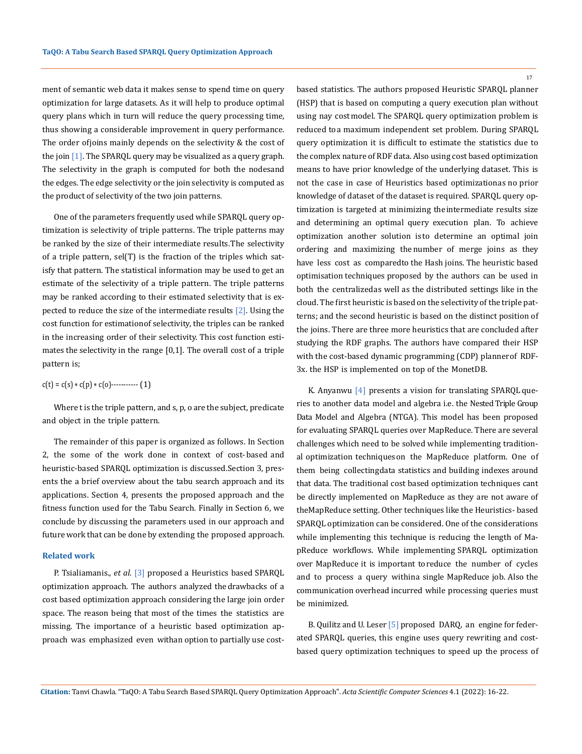ment of semantic web data it makes sense to spend time on query optimization for large datasets. As it will help to produce optimal query plans which in turn will reduce the query processing time, thus showing a considerable improvement in query performance. The order ofjoins mainly depends on the selectivity & the cost of the join [1]. The SPARQL query may be visualized as a query graph. The selectivity in the graph is computed for both the nodesand the edges. The edge selectivity or the join selectivity is computed as the product of selectivity of the two join patterns.

One of the parameters frequently used while SPARQL query optimization is selectivity of triple patterns. The triple patterns may be ranked by the size of their intermediate results.The selectivity of a triple pattern, sel(T) is the fraction of the triples which satisfy that pattern. The statistical information may be used to get an estimate of the selectivity of a triple pattern. The triple patterns may be ranked according to their estimated selectivity that is expected to reduce the size of the intermediate results [2]. Using the cost function for estimationof selectivity, the triples can be ranked in the increasing order of their selectivity. This cost function estimates the selectivity in the range [0,1]. The overall cost of a triple pattern is;

$$c(t) = c(s) * c(p) * c(o) \quad (1)$$

Where t is the triple pattern, and s, p, o are the subject, predicate and object in the triple pattern.

The remainder of this paper is organized as follows. In Section 2, the some of the work done in context of cost-based and heuristic-based SPARQL optimization is discussed.Section 3, presents the a brief overview about the tabu search approach and its applications. Section 4, presents the proposed approach and the fitness function used for the Tabu Search. Finally in Section 6, we conclude by discussing the parameters used in our approach and future work that can be done by extending the proposed approach.

## Related work

P. Tsialiamanis., *et al*. [3] proposed a Heuristics based SPARQL optimization approach. The authors analyzed the drawbacks of a cost based optimization approach considering the large join order space. The reason being that most of the times the statistics are missing. The importance of a heuristic based optimization approach was emphasized even withan option to partially use cost-based statistics. The authors proposed Heuristic SPARQL planner (HSP) that is based on computing a query execution plan without using nay costmodel. The SPARQL query optimization problem is reduced toa maximum independent set problem. During SPARQL query optimization it is difficult to estimate the statistics due to the complex nature of RDF data. Also using cost based optimization means to have prior knowledge of the underlying dataset. This is not the case in case of Heuristics based optimizationas no prior knowledge of dataset of the dataset is required. SPARQL query optimization is targeted at minimizing theintermediate results size and determining an optimal query execution plan. To achieve optimization another solution isto determine an optimal join ordering and maximizing thenumber of merge joins as they have less cost as comparedto the Hash joins. The heuristic based optimisation techniques proposed by the authors can be used in both the centralizedas well as the distributed settings like in the cloud. The first heuristic is based on the selectivity of the triple patterns; and the second heuristic is based on the distinct position of the joins. There are three more heuristics that are concluded after studying the RDF graphs. The authors have compared their HSP with the cost-based dynamic programming (CDP) plannerof RDF-3x. the HSP is implemented on top of the MonetDB.

K. Anyanwu [4] presents a vision for translating SPARQL queries to another data model and algebra i.e. the Nested Triple Group Data Model and Algebra (NTGA). This model has been proposed for evaluating SPARQL queries over MapReduce. There are several challenges which need to be solved while implementing traditional optimization techniqueson the MapReduce platform. One of them being collectingdata statistics and building indexes around that data. The traditional cost based optimization techniques cant be directly implemented on MapReduce as they are not aware of theMapReduce setting. Other techniques like the Heuristics- based SPARQL optimization can be considered. One of the considerations while implementing this technique is reducing the length of MapReduce workflows. While implementing SPARQL optimization over MapReduce it is important toreduce the number of cycles and to process a query withina single MapReduce job. Also the communication overhead incurred while processing queries must be minimized.

B. Quilitz and U. Leser [5] proposed DARQ, an engine for federated SPARQL queries, this engine uses query rewriting and cost-based query optimization techniques to speed up the process of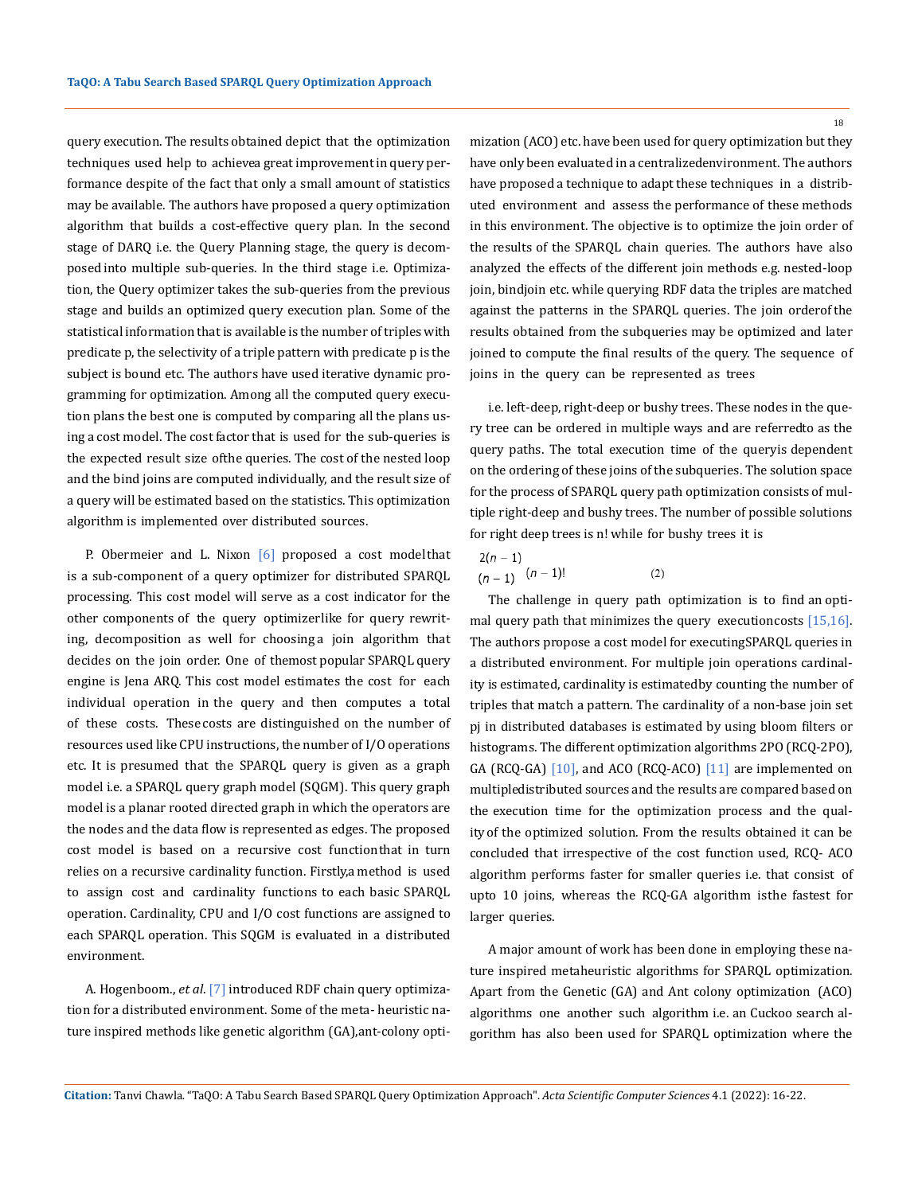query execution. The results obtained depict that the optimization techniques used help to achievea great improvement in query performance despite of the fact that only a small amount of statistics may be available. The authors have proposed a query optimization algorithm that builds a cost-effective query plan. In the second stage of DARQ i.e. the Query Planning stage, the query is decomposed into multiple sub-queries. In the third stage i.e. Optimization, the Query optimizer takes the sub-queries from the previous stage and builds an optimized query execution plan. Some of the statistical information that is available is the number of triples with predicate p, the selectivity of a triple pattern with predicate p is the subject is bound etc. The authors have used iterative dynamic programming for optimization. Among all the computed query execution plans the best one is computed by comparing all the plans using a cost model. The cost factor that is used for the sub-queries is the expected result size ofthe queries. The cost of the nested loop and the bind joins are computed individually, and the result size of a query will be estimated based on the statistics. This optimization algorithm is implemented over distributed sources.

P. Obermeier and L. Nixon [6] proposed a cost modelthat is a sub-component of a query optimizer for distributed SPARQL processing. This cost model will serve as a cost indicator for the other components of the query optimizerlike for query rewriting, decomposition as well for choosinga join algorithm that decides on the join order. One of themost popular SPARQL query engine is Jena ARQ. This cost model estimates the cost for each individual operation in the query and then computes a total of these costs. Thesecosts are distinguished on the number of resources used like CPU instructions, the number of I/O operations etc. It is presumed that the SPARQL query is given as a graph model i.e. a SPARQL query graph model (SQGM). This query graph model is a planar rooted directed graph in which the operators are the nodes and the data flow is represented as edges. The proposed cost model is based on a recursive cost functionthat in turn relies on a recursive cardinality function. Firstly,a method is used to assign cost and cardinality functions to each basic SPARQL operation. Cardinality, CPU and I/O cost functions are assigned to each SPARQL operation. This SQGM is evaluated in a distributed environment.

A. Hogenboom., *et al*. [7] introduced RDF chain query optimization for a distributed environment. Some of the meta- heuristic nature inspired methods like genetic algorithm (GA),ant-colony optimization (ACO) etc. have been used for query optimization but they have only been evaluated in a centralizedenvironment. The authors have proposed a technique to adapt these techniques in a distributed environment and assess the performance of these methods in this environment. The objective is to optimize the join order of the results of the SPARQL chain queries. The authors have also analyzed the effects of the different join methods e.g. nested-loop join, bindjoin etc. while querying RDF data the triples are matched against the patterns in the SPARQL queries. The join orderof the results obtained from the subqueries may be optimized and later joined to compute the final results of the query. The sequence of joins in the query can be represented as trees

i.e. left-deep, right-deep or bushy trees. These nodes in the query tree can be ordered in multiple ways and are referredto as the query paths. The total execution time of the queryis dependent on the ordering of these joins of the subqueries. The solution space for the process of SPARQL query path optimization consists of multiple right-deep and bushy trees. The number of possible solutions for right deep trees is n! while for bushy trees it is

$$\binom{2(n-1)}{(n-1)}(n-1)! \qquad (2)$$

The challenge in query path optimization is to find an optimal query path that minimizes the query executioncosts [15,16]. The authors propose a cost model for executingSPARQL queries in a distributed environment. For multiple join operations cardinality is estimated, cardinality is estimatedby counting the number of triples that match a pattern. The cardinality of a non-base join set pj in distributed databases is estimated by using bloom filters or histograms. The different optimization algorithms 2PO (RCQ-2PO), GA (RCQ-GA) [10], and ACO (RCQ-ACO) [11] are implemented on multipledistributed sources and the results are compared based on the execution time for the optimization process and the quality of the optimized solution. From the results obtained it can be concluded that irrespective of the cost function used, RCQ- ACO algorithm performs faster for smaller queries i.e. that consist of upto 10 joins, whereas the RCQ-GA algorithm isthe fastest for larger queries.

A major amount of work has been done in employing these nature inspired metaheuristic algorithms for SPARQL optimization. Apart from the Genetic (GA) and Ant colony optimization (ACO) algorithms one another such algorithm i.e. an Cuckoo search algorithm has also been used for SPARQL optimization where the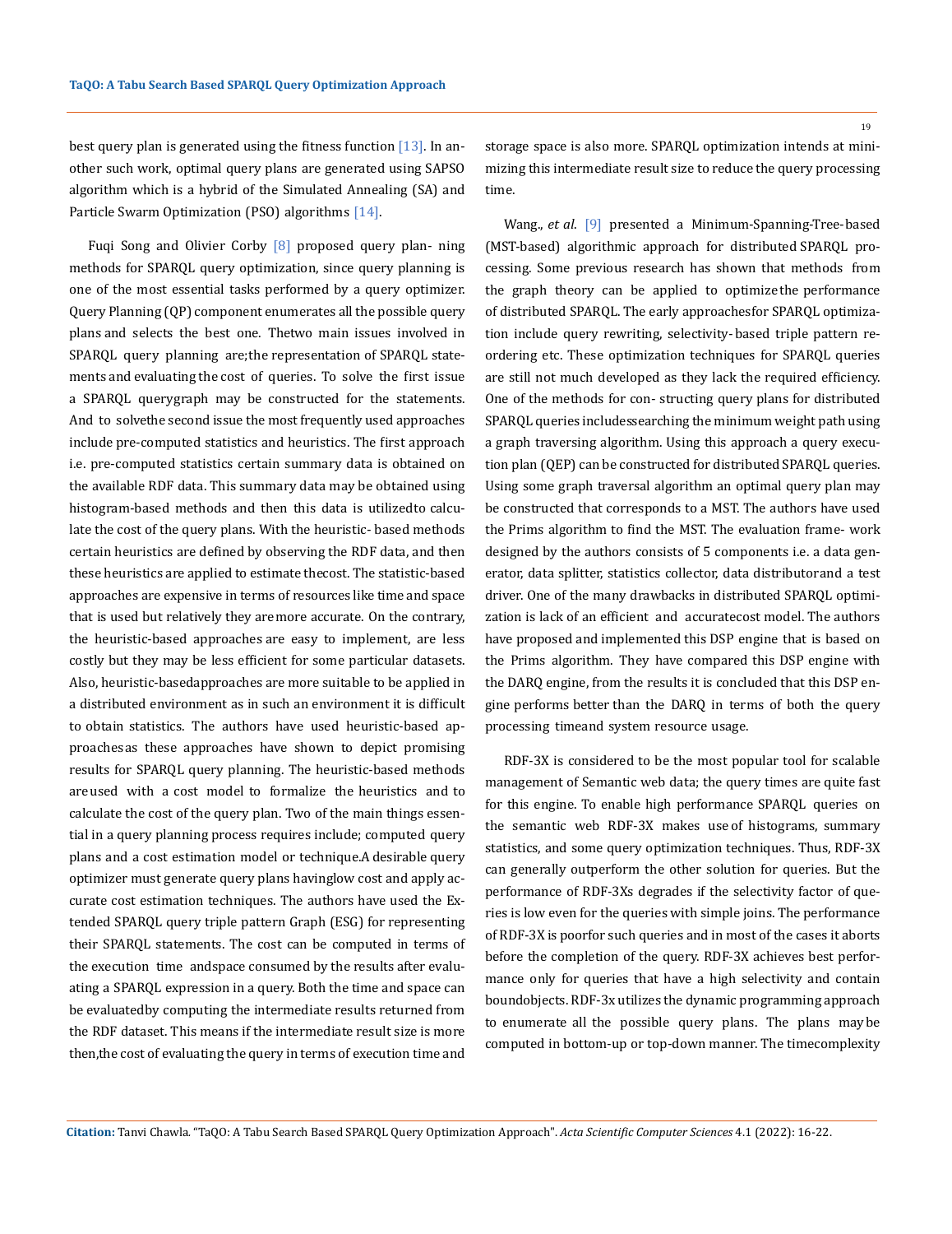best query plan is generated using the fitness function [13]. In another such work, optimal query plans are generated using SAPSO algorithm which is a hybrid of the Simulated Annealing (SA) and Particle Swarm Optimization (PSO) algorithms [14].

Fuqi Song and Olivier Corby [8] proposed query plan- ning methods for SPARQL query optimization, since query planning is one of the most essential tasks performed by a query optimizer. Query Planning (QP) component enumerates all the possible query plans and selects the best one. Thetwo main issues involved in SPARQL query planning are;the representation of SPARQL statements and evaluating the cost of queries. To solve the first issue a SPARQL querygraph may be constructed for the statements. And to solvethe second issue the most frequently used approaches include pre-computed statistics and heuristics. The first approach i.e. pre-computed statistics certain summary data is obtained on the available RDF data. This summary data may be obtained using histogram-based methods and then this data is utilizedto calculate the cost of the query plans. With the heuristic- based methods certain heuristics are defined by observing the RDF data, and then these heuristics are applied to estimate thecost. The statistic-based approaches are expensive in terms of resources like time and space that is used but relatively they aremore accurate. On the contrary, the heuristic-based approaches are easy to implement, are less costly but they may be less efficient for some particular datasets. Also, heuristic-basedapproaches are more suitable to be applied in a distributed environment as in such an environment it is difficult to obtain statistics. The authors have used heuristic-based approachesas these approaches have shown to depict promising results for SPARQL query planning. The heuristic-based methods areused with a cost model to formalize the heuristics and to calculate the cost of the query plan. Two of the main things essential in a query planning process requires include; computed query plans and a cost estimation model or technique.A desirable query optimizer must generate query plans havinglow cost and apply accurate cost estimation techniques. The authors have used the Extended SPARQL query triple pattern Graph (ESG) for representing their SPARQL statements. The cost can be computed in terms of the execution time andspace consumed by the results after evaluating a SPARQL expression in a query. Both the time and space can be evaluatedby computing the intermediate results returned from the RDF dataset. This means if the intermediate result size is more then,the cost of evaluating the query in terms of execution time and storage space is also more. SPARQL optimization intends at minimizing this intermediate result size to reduce the query processing time.

Wang., *et al*. [9] presented a Minimum-Spanning-Tree-based (MST-based) algorithmic approach for distributed SPARQL processing. Some previous research has shown that methods from the graph theory can be applied to optimizethe performance of distributed SPARQL. The early approachesfor SPARQL optimization include query rewriting, selectivity- based triple pattern reordering etc. These optimization techniques for SPARQL queries are still not much developed as they lack the required efficiency. One of the methods for con- structing query plans for distributed SPARQL queries includessearching the minimum weight path using a graph traversing algorithm. Using this approach a query execution plan (QEP) can be constructed for distributed SPARQL queries. Using some graph traversal algorithm an optimal query plan may be constructed that corresponds to a MST. The authors have used the Prims algorithm to find the MST. The evaluation frame- work designed by the authors consists of 5 components i.e. a data generator, data splitter, statistics collector, data distributorand a test driver. One of the many drawbacks in distributed SPARQL optimization is lack of an efficient and accuratecost model. The authors have proposed and implemented this DSP engine that is based on the Prims algorithm. They have compared this DSP engine with the DARQ engine, from the results it is concluded that this DSP engine performs better than the DARQ in terms of both the query processing timeand system resource usage.

RDF-3X is considered to be the most popular tool for scalable management of Semantic web data; the query times are quite fast for this engine. To enable high performance SPARQL queries on the semantic web RDF-3X makes use of histograms, summary statistics, and some query optimization techniques. Thus, RDF-3X can generally outperform the other solution for queries. But the performance of RDF-3Xs degrades if the selectivity factor of queries is low even for the queries with simple joins. The performance of RDF-3X is poorfor such queries and in most of the cases it aborts before the completion of the query. RDF-3X achieves best performance only for queries that have a high selectivity and contain boundobjects. RDF-3x utilizes the dynamic programming approach to enumerate all the possible query plans. The plans maybe computed in bottom-up or top-down manner. The timecomplexity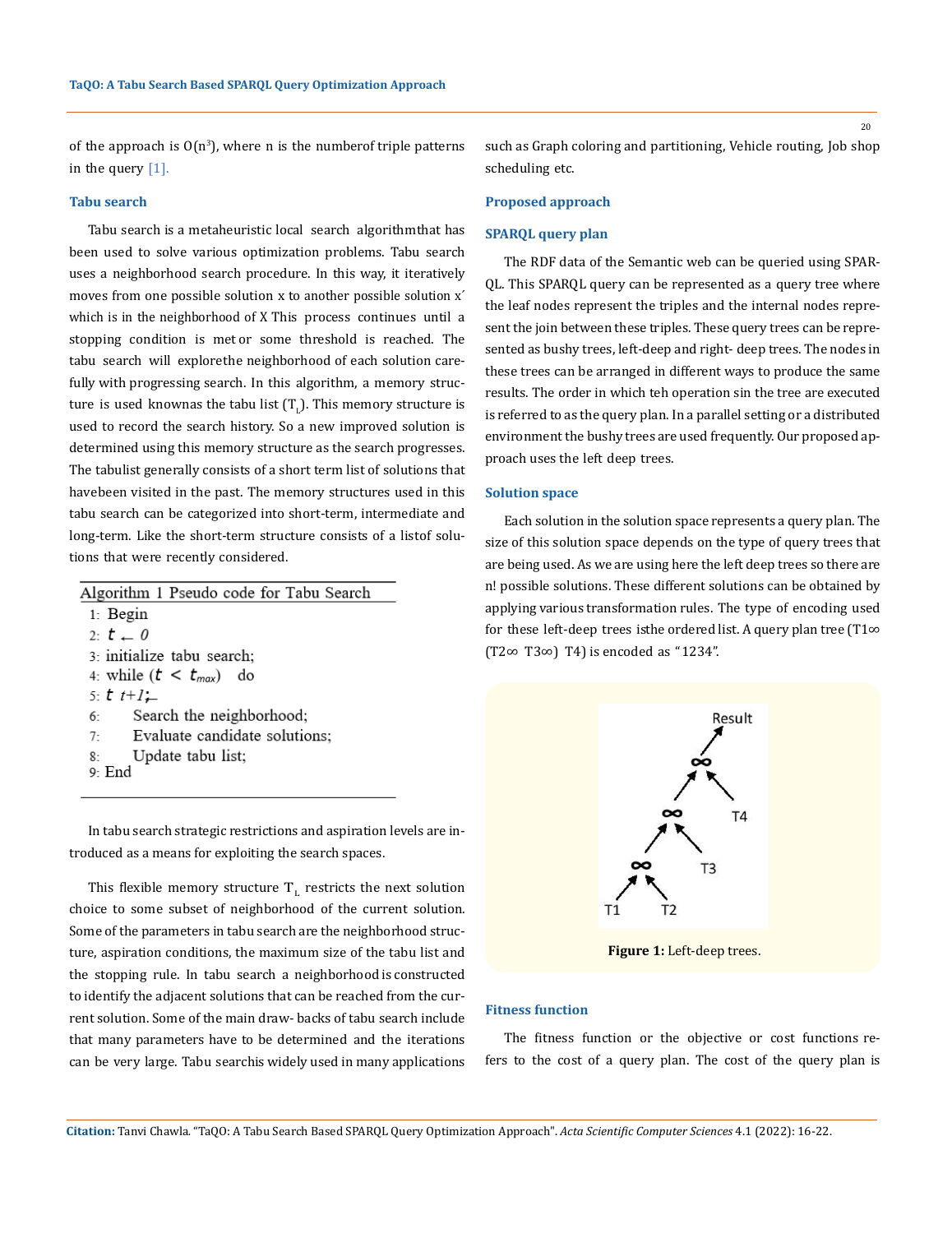of the approach is $O(n^3)$, where n is the numberof triple patterns in the query [1].

### Tabu search

Tabu search is a metaheuristic local search algorithmthat has been used to solve various optimization problems. Tabu search uses a neighborhood search procedure. In this way, it iteratively moves from one possible solution x to another possible solution x′ which is in the neighborhood of X This process continues until a stopping condition is met or some threshold is reached. The tabu search will explorethe neighborhood of each solution carefully with progressing search. In this algorithm, a memory structure is used knownas the tabu list ($T_L$). This memory structure is used to record the search history. So a new improved solution is determined using this memory structure as the search progresses. The tabulist generally consists of a short term list of solutions that havebeen visited in the past. The memory structures used in this tabu search can be categorized into short-term, intermediate and long-term. Like the short-term structure consists of a listof solutions that were recently considered.

**Algorithm 1** Pseudo code for Tabu Search

```
1: Begin
2: t ← 0
3: initialize tabu search;
4: while (t < t_max) do
5: t t+1;←
6:     Search the neighborhood;
7:     Evaluate candidate solutions;
8:     Update tabu list;
9: End
```

In tabu search strategic restrictions and aspiration levels are introduced as a means for exploiting the search spaces.

This flexible memory structure $T_L$ restricts the next solution choice to some subset of neighborhood of the current solution. Some of the parameters in tabu search are the neighborhood structure, aspiration conditions, the maximum size of the tabu list and the stopping rule. In tabu search a neighborhood is constructed to identify the adjacent solutions that can be reached from the current solution. Some of the main draw- backs of tabu search include that many parameters have to be determined and the iterations can be very large. Tabu searchis widely used in many applications such as Graph coloring and partitioning, Vehicle routing, Job shop scheduling etc.

## Proposed approach

### SPARQL query plan

The RDF data of the Semantic web can be queried using SPARQL. This SPARQL query can be represented as a query tree where the leaf nodes represent the triples and the internal nodes represent the join between these triples. These query trees can be represented as bushy trees, left-deep and right- deep trees. The nodes in these trees can be arranged in different ways to produce the same results. The order in which teh operation sin the tree are executed is referred to as the query plan. In a parallel setting or a distributed environment the bushy trees are used frequently. Our proposed approach uses the left deep trees.

### Solution space

Each solution in the solution space represents a query plan. The size of this solution space depends on the type of query trees that are being used. As we are using here the left deep trees so there are n! possible solutions. These different solutions can be obtained by applying various transformation rules. The type of encoding used for these left-deep trees isthe ordered list. A query plan tree (T1∞ (T2∞ T3∞) T4) is encoded as "1234".

**Figure 1:** Left-deep trees.

### Fitness function

The fitness function or the objective or cost functions refers to the cost of a query plan. The cost of the query plan is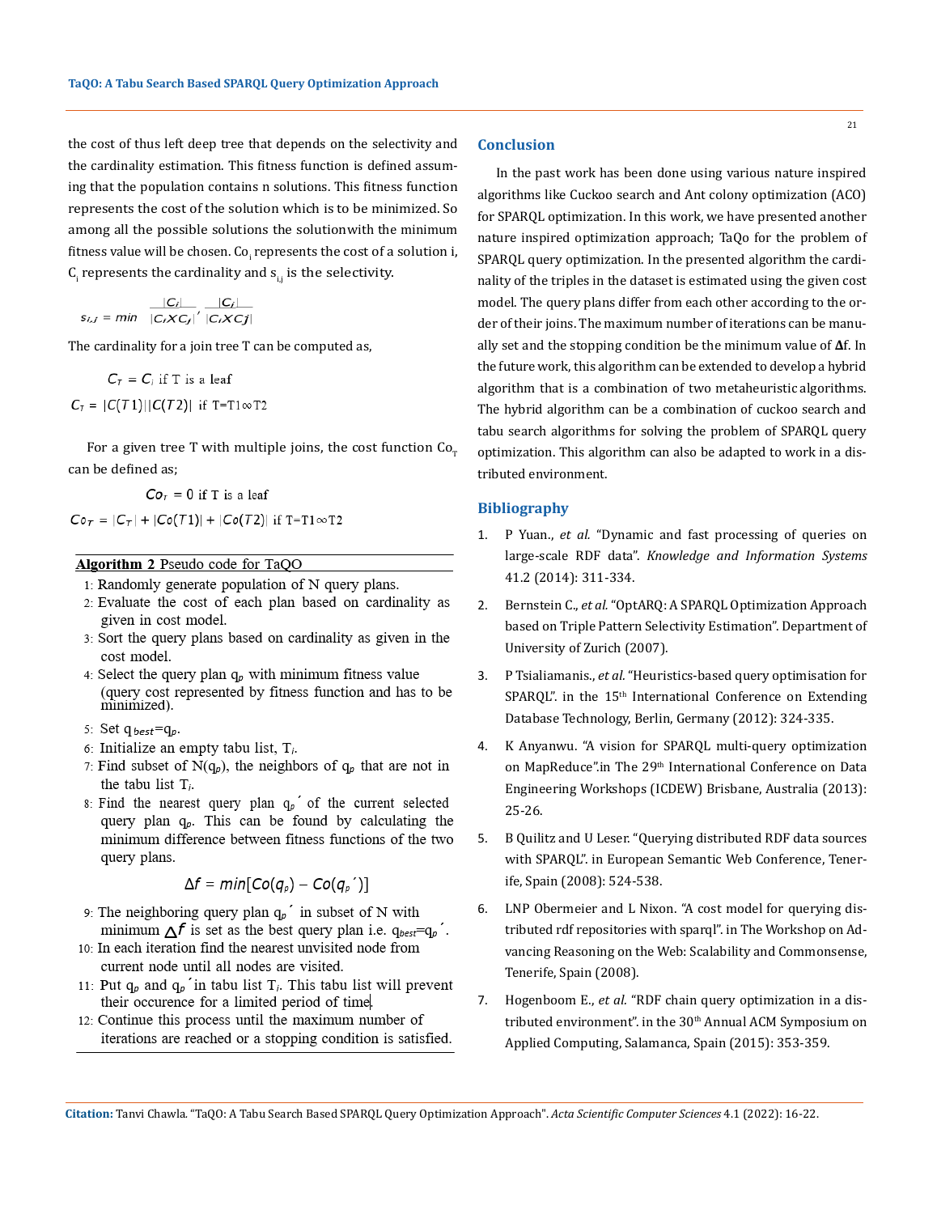the cost of thus left deep tree that depends on the selectivity and the cardinality estimation. This fitness function is defined assuming that the population contains n solutions. This fitness function represents the cost of the solution which is to be minimized. So among all the possible solutions the solutionwith the minimum fitness value will be chosen. $Co_i$ represents the cost of a solution i, $C_i$ represents the cardinality and $s_{i,j}$ is the selectivity.

$$s_{i,j} = min \frac{|C_i|}{|C_i X C_j|}, \frac{|C_j|}{|C_i X Cj|}$$

The cardinality for a join tree T can be computed as,

$$C_T = C_i \text{ if T is a leaf}$$

$$C_T = |C(T1)||C(T2)| \text{ if } T=T1 \infty T2$$

For a given tree T with multiple joins, the cost function $Co_T$ can be defined as;

$$Co_T = 0 \text{ if T is a leaf}$$

$$Co_T = |C_T| + |Co(T1)| + |Co(T2)| \text{ if } T=T1 \infty T2$$

**Algorithm 2** Pseudo code for TaQO

1: Randomly generate population of N query plans.
2: Evaluate the cost of each plan based on cardinality as given in cost model.
3: Sort the query plans based on cardinality as given in the cost model.
4: Select the query plan $q_p$ with minimum fitness value (query cost represented by fitness function and has to be minimized).
5: Set $q_{best}=q_p$.
6: Initialize an empty tabu list, $T_i$.
7: Find subset of $N(q_p)$, the neighbors of $q_p$ that are not in the tabu list $T_i$.
8: Find the nearest query plan $q_p'$ of the current selected query plan $q_p$. This can be found by calculating the minimum difference between fitness functions of the two query plans.

$$\Delta f = min[Co(q_p) - Co(q_p')]$$

9: The neighboring query plan $q_p'$ in subset of N with minimum $\Delta f$ is set as the best query plan i.e. $q_{best}=q_p'$.
10: In each iteration find the nearest unvisited node from current node until all nodes are visited.
11: Put $q_p$ and $q_p'$ in tabu list $T_i$. This tabu list will prevent their occurence for a limited period of time.
12: Continue this process until the maximum number of iterations are reached or a stopping condition is satisfied.

## Conclusion

In the past work has been done using various nature inspired algorithms like Cuckoo search and Ant colony optimization (ACO) for SPARQL optimization. In this work, we have presented another nature inspired optimization approach; TaQo for the problem of SPARQL query optimization. In the presented algorithm the cardinality of the triples in the dataset is estimated using the given cost model. The query plans differ from each other according to the order of their joins. The maximum number of iterations can be manually set and the stopping condition be the minimum value of **Δ**f. In the future work, this algorithm can be extended to develop a hybrid algorithm that is a combination of two metaheuristic algorithms. The hybrid algorithm can be a combination of cuckoo search and tabu search algorithms for solving the problem of SPARQL query optimization. This algorithm can also be adapted to work in a distributed environment.

## Bibliography

1. P Yuan., *et al.* "Dynamic and fast processing of queries on large-scale RDF data". *Knowledge and Information Systems* 41.2 (2014): 311-334.
2. Bernstein C., *et al.* "OptARQ: A SPARQL Optimization Approach based on Triple Pattern Selectivity Estimation". Department of University of Zurich (2007).
3. P Tsialiamanis., *et al.* "Heuristics-based query optimisation for SPARQL". in the 15th International Conference on Extending Database Technology, Berlin, Germany (2012): 324-335.
4. K Anyanwu. "A vision for SPARQL multi-query optimization on MapReduce".in The 29th International Conference on Data Engineering Workshops (ICDEW) Brisbane, Australia (2013): 25-26.
5. B Quilitz and U Leser. "Querying distributed RDF data sources with SPARQL". in European Semantic Web Conference, Tenerife, Spain (2008): 524-538.
6. LNP Obermeier and L Nixon. "A cost model for querying distributed rdf repositories with sparql". in The Workshop on Advancing Reasoning on the Web: Scalability and Commonsense, Tenerife, Spain (2008).
7. Hogenboom E., *et al.* "RDF chain query optimization in a distributed environment". in the 30th Annual ACM Symposium on Applied Computing, Salamanca, Spain (2015): 353-359.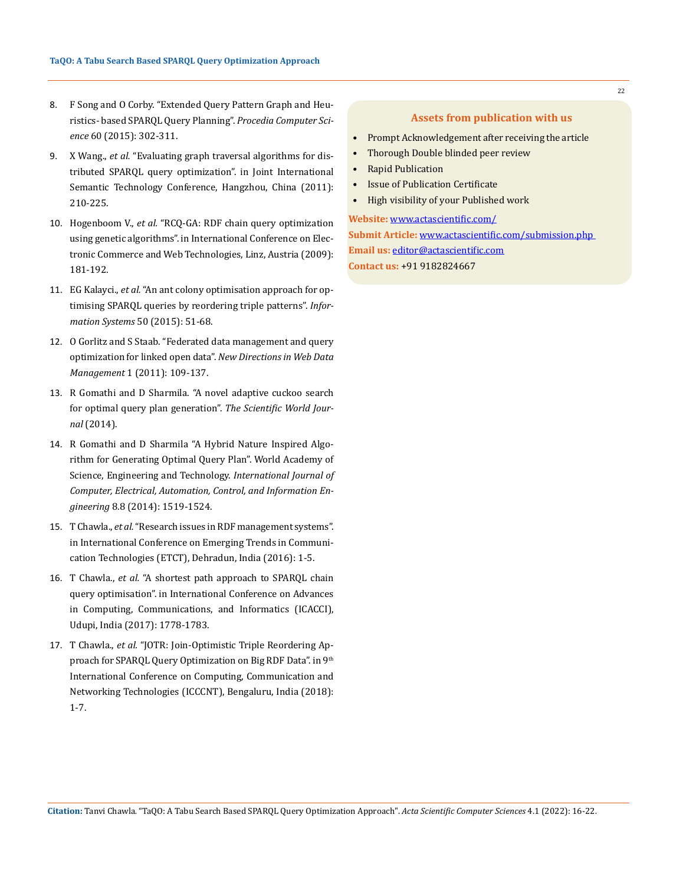8. F Song and O Corby. "Extended Query Pattern Graph and Heuristics- based SPARQL Query Planning". *Procedia Computer Science* 60 (2015): 302-311.

9. X Wang., *et al.* "Evaluating graph traversal algorithms for distributed SPARQL query optimization". in Joint International Semantic Technology Conference, Hangzhou, China (2011): 210-225.

10. Hogenboom V., *et al.* "RCQ-GA: RDF chain query optimization using genetic algorithms". in International Conference on Electronic Commerce and Web Technologies, Linz, Austria (2009): 181-192.

11. EG Kalayci., *et al.* "An ant colony optimisation approach for optimising SPARQL queries by reordering triple patterns". *Information Systems* 50 (2015): 51-68.

12. O Gorlitz and S Staab. "Federated data management and query optimization for linked open data". *New Directions in Web Data Management* 1 (2011): 109-137.

13. R Gomathi and D Sharmila. "A novel adaptive cuckoo search for optimal query plan generation". *The Scientific World Journal* (2014).

14. R Gomathi and D Sharmila "A Hybrid Nature Inspired Algorithm for Generating Optimal Query Plan". World Academy of Science, Engineering and Technology. *International Journal of Computer, Electrical, Automation, Control, and Information Engineering* 8.8 (2014): 1519-1524.

15. T Chawla., *et al.* "Research issues in RDF management systems". in International Conference on Emerging Trends in Communication Technologies (ETCT), Dehradun, India (2016): 1-5.

16. T Chawla., *et al.* "A shortest path approach to SPARQL chain query optimisation". in International Conference on Advances in Computing, Communications, and Informatics (ICACCI), Udupi, India (2017): 1778-1783.

17. T Chawla., *et al.* "JOTR: Join-Optimistic Triple Reordering Approach for SPARQL Query Optimization on Big RDF Data". in 9th International Conference on Computing, Communication and Networking Technologies (ICCCNT), Bengaluru, India (2018): 1-7.

**Assets from publication with us**

- Prompt Acknowledgement after receiving the article
- Thorough Double blinded peer review
- Rapid Publication
- Issue of Publication Certificate
- High visibility of your Published work

**Website:** www.actascientific.com/
**Submit Article:** www.actascientific.com/submission.php
**Email us:** editor@actascientific.com
**Contact us:** +91 9182824667